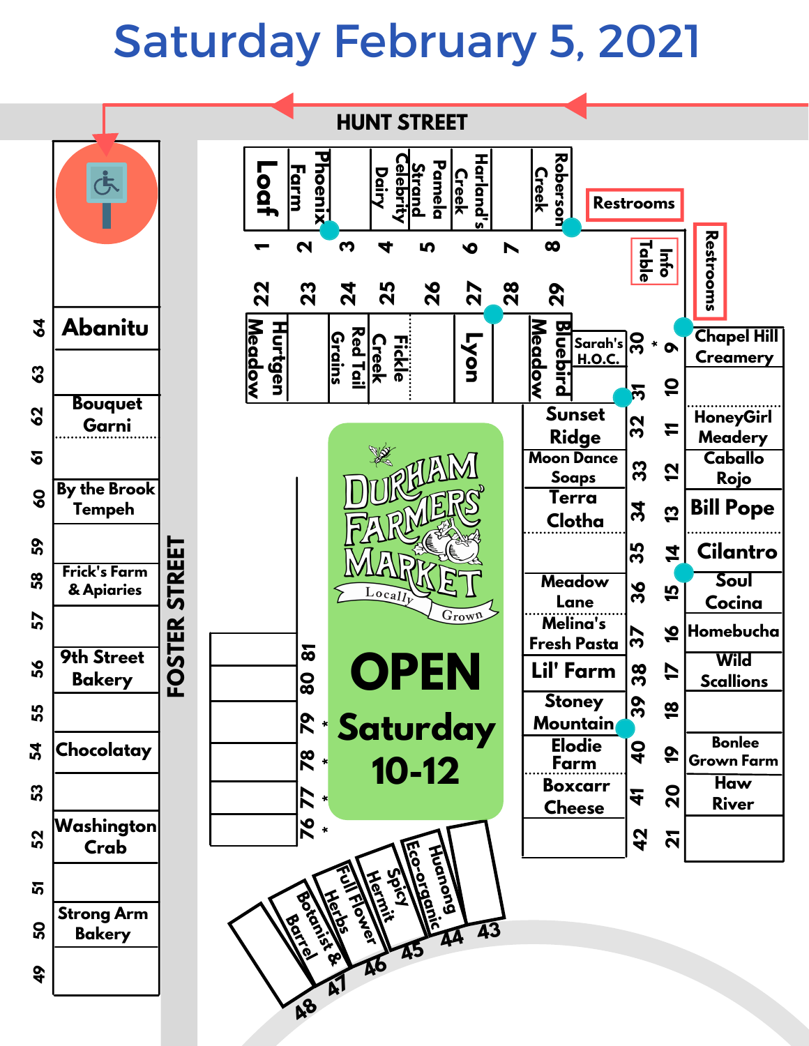# Saturday February 5, 2021

HUNT STREET

FOSTER STREET

Restrooms

Restrooms

Info Table

**DURHAM FARMERS' MARKET** — Locally Grown

# OPEN

## Saturday 10-12

| Stall | Vendor |
| --- | --- |
| 1 | Loaf |
| 2 | Farm |
| 3 | Phoenix |
| 4 | Dairy |
| 5 | Celebrity |
| 5 | Strand |
| 6 | Pamela |
| 6 | Creek |
| 7 | Harland's |
| 8 | Creek |
| 8 | Roberson |
| 9 | Chapel Hill Creamery |
| 10 | |
| 11 | HoneyGirl Meadery |
| 12 | Caballo Rojo |
| 13 | Bill Pope |
| 14 | Cilantro |
| 15 | Soul Cocina |
| 16 | Homebucha |
| 17 | Wild Scallions |
| 18 | |
| 19 | Bonlee Grown Farm |
| 20 | Haw River |
| 21 | |
| 22 | Meadow |
| 23 | Hurtgen |
| 24 | Grains |
| 25 | Red Tail |
| 25 | Creek |
| 26 | Fickle |
| 27 | Lyon |
| 28 | Meadow |
| 29 | Bluebird |
| 30 | Sarah's H.O.C. |
| 31 | |
| 32 | Sunset Ridge |
| 33 | Moon Dance Soaps |
| 34 | Terra Clotha |
| 35 | |
| 36 | Meadow Lane |
| 37 | Melina's Fresh Pasta |
| 38 | Lil' Farm |
| 39 | Stoney Mountain |
| 40 | Elodie Farm |
| 41 | Boxcarr Cheese |
| 42 | |
| 43 | |
| 44 | Huanong Eco-organic |
| 45 | Spicy Hermit |
| 46 | Full Flower |
| 47 | Herbs & Botanist |
| 48 | Barrel |
| 49 | |
| 50 | Strong Arm Bakery |
| 51 | |
| 52 | Washington Crab |
| 53 | |
| 54 | Chocolatay |
| 55 | |
| 56 | 9th Street Bakery |
| 57 | |
| 58 | Frick's Farm & Apiaries |
| 59 | |
| 60 | By the Brook Tempeh |
| 61 | |
| 62 | Bouquet Garni |
| 63 | |
| 64 | Abanitu |
| 76 * | |
| 77 * | |
| 78 * | |
| 79 * | |
| 80 | |
| 81 | |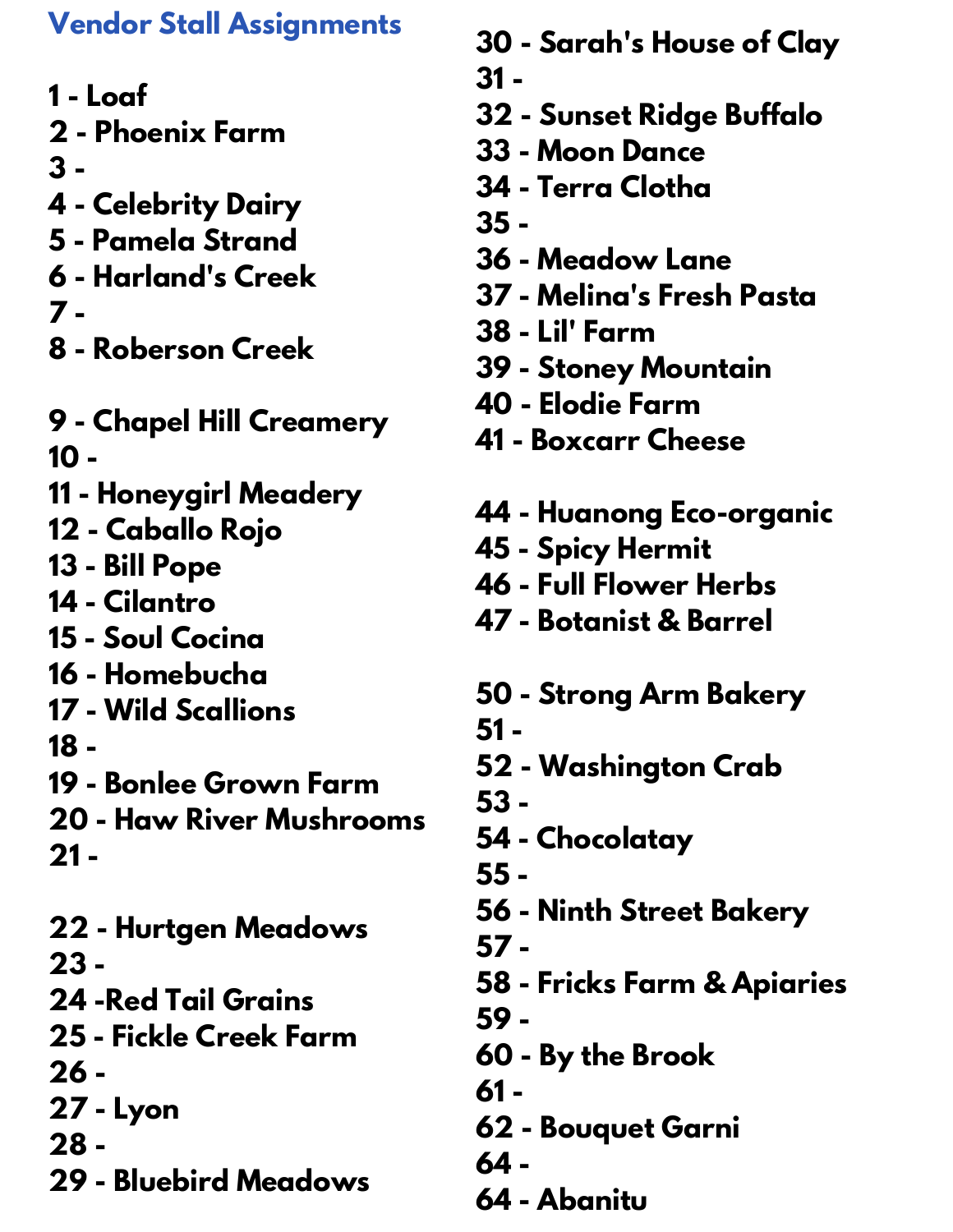## Vendor Stall Assignments

1 - Loaf
2 - Phoenix Farm
3 -
4 - Celebrity Dairy
5 - Pamela Strand
6 - Harland's Creek
7 -
8 - Roberson Creek

9 - Chapel Hill Creamery
10 -
11 - Honeygirl Meadery
12 - Caballo Rojo
13 - Bill Pope
14 - Cilantro
15 - Soul Cocina
16 - Homebucha
17 - Wild Scallions
18 -
19 - Bonlee Grown Farm
20 - Haw River Mushrooms
21 -

22 - Hurtgen Meadows
23 -
24 -Red Tail Grains
25 - Fickle Creek Farm
26 -
27 - Lyon
28 -
29 - Bluebird Meadows
30 - Sarah's House of Clay
31 -
32 - Sunset Ridge Buffalo
33 - Moon Dance
34 - Terra Clotha
35 -
36 - Meadow Lane
37 - Melina's Fresh Pasta
38 - Lil' Farm
39 - Stoney Mountain
40 - Elodie Farm
41 - Boxcarr Cheese

44 - Huanong Eco-organic
45 - Spicy Hermit
46 - Full Flower Herbs
47 - Botanist & Barrel

50 - Strong Arm Bakery
51 -
52 - Washington Crab
53 -
54 - Chocolatay
55 -
56 - Ninth Street Bakery
57 -
58 - Fricks Farm & Apiaries
59 -
60 - By the Brook
61 -
62 - Bouquet Garni
64 -
64 - Abanitu